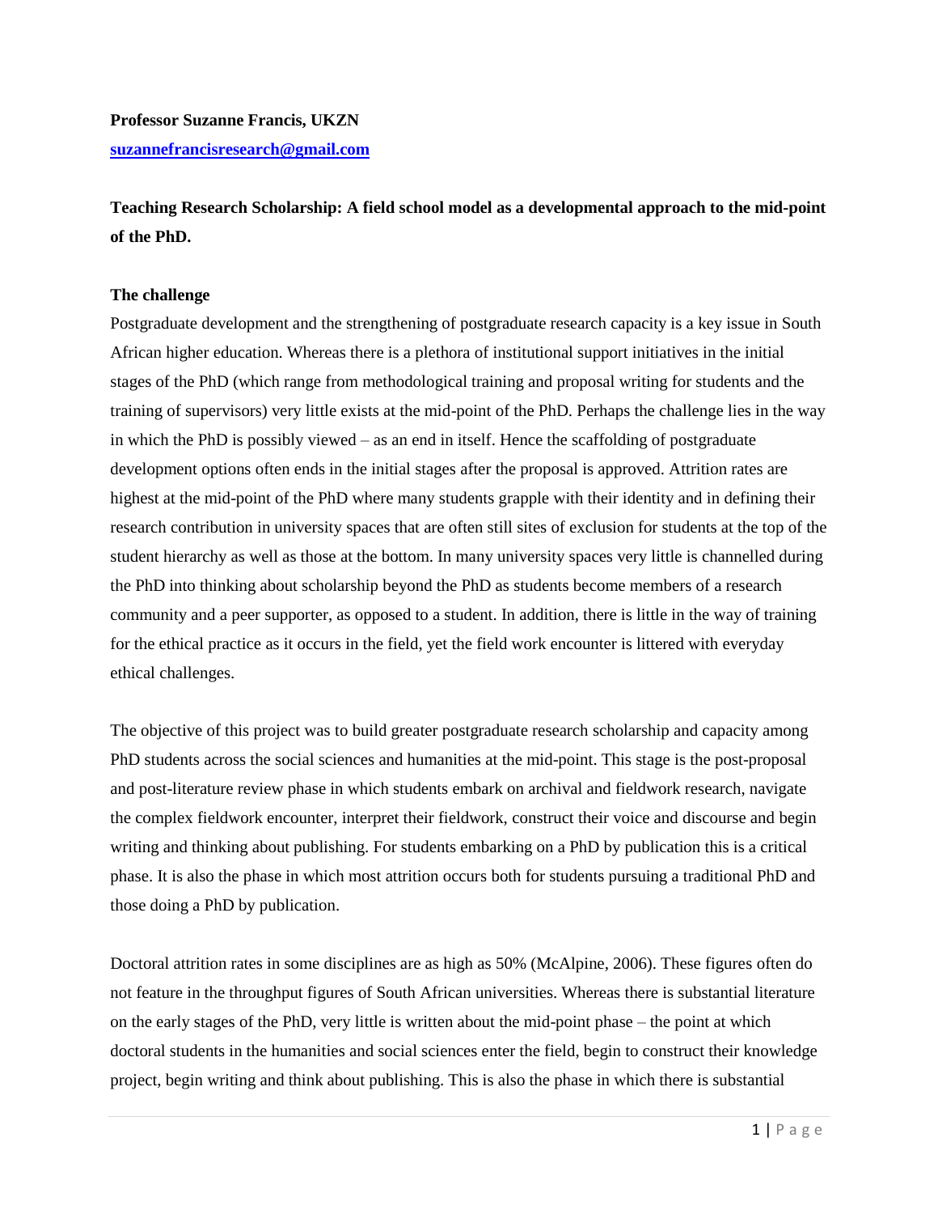**Professor Suzanne Francis, UKZN**

**suzannefrancisresearch@gmail.com**

# Teaching Research Scholarship: A field school model as a developmental approach to the mid-point of the PhD.

## The challenge

Postgraduate development and the strengthening of postgraduate research capacity is a key issue in South African higher education. Whereas there is a plethora of institutional support initiatives in the initial stages of the PhD (which range from methodological training and proposal writing for students and the training of supervisors) very little exists at the mid-point of the PhD. Perhaps the challenge lies in the way in which the PhD is possibly viewed – as an end in itself. Hence the scaffolding of postgraduate development options often ends in the initial stages after the proposal is approved. Attrition rates are highest at the mid-point of the PhD where many students grapple with their identity and in defining their research contribution in university spaces that are often still sites of exclusion for students at the top of the student hierarchy as well as those at the bottom. In many university spaces very little is channelled during the PhD into thinking about scholarship beyond the PhD as students become members of a research community and a peer supporter, as opposed to a student. In addition, there is little in the way of training for the ethical practice as it occurs in the field, yet the field work encounter is littered with everyday ethical challenges.

The objective of this project was to build greater postgraduate research scholarship and capacity among PhD students across the social sciences and humanities at the mid-point. This stage is the post-proposal and post-literature review phase in which students embark on archival and fieldwork research, navigate the complex fieldwork encounter, interpret their fieldwork, construct their voice and discourse and begin writing and thinking about publishing. For students embarking on a PhD by publication this is a critical phase. It is also the phase in which most attrition occurs both for students pursuing a traditional PhD and those doing a PhD by publication.

Doctoral attrition rates in some disciplines are as high as 50% (McAlpine, 2006). These figures often do not feature in the throughput figures of South African universities. Whereas there is substantial literature on the early stages of the PhD, very little is written about the mid-point phase – the point at which doctoral students in the humanities and social sciences enter the field, begin to construct their knowledge project, begin writing and think about publishing. This is also the phase in which there is substantial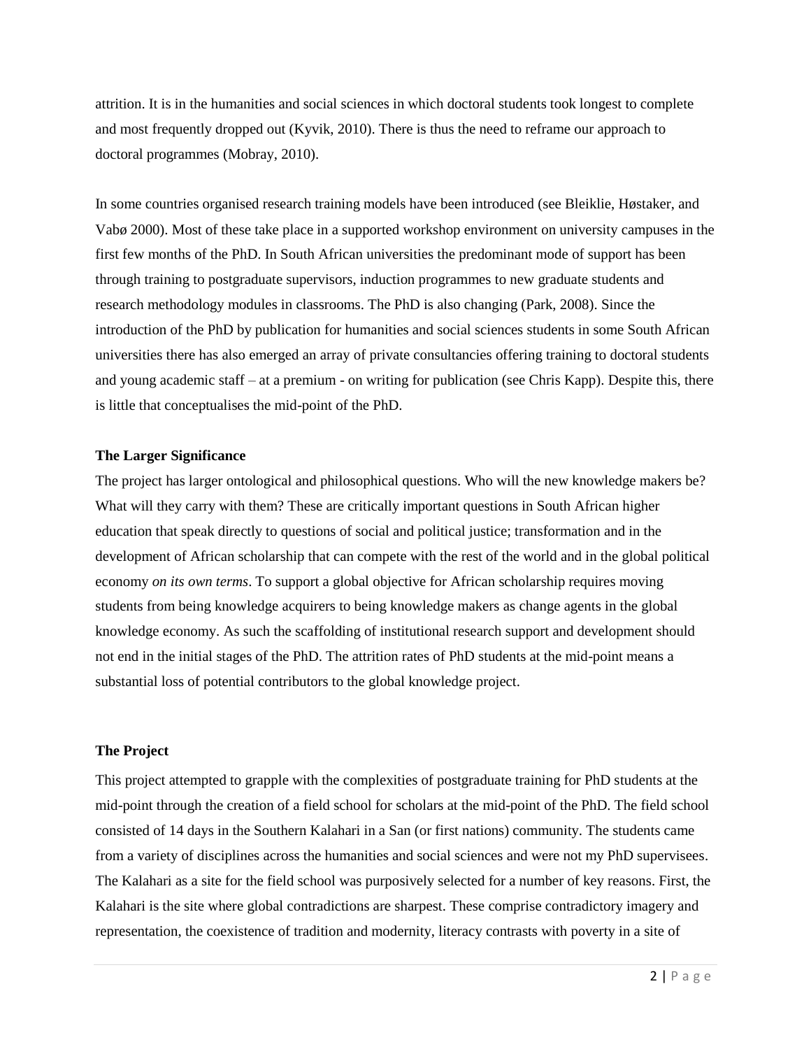attrition. It is in the humanities and social sciences in which doctoral students took longest to complete and most frequently dropped out (Kyvik, 2010). There is thus the need to reframe our approach to doctoral programmes (Mobray, 2010).

In some countries organised research training models have been introduced (see Bleiklie, Høstaker, and Vabø 2000). Most of these take place in a supported workshop environment on university campuses in the first few months of the PhD. In South African universities the predominant mode of support has been through training to postgraduate supervisors, induction programmes to new graduate students and research methodology modules in classrooms. The PhD is also changing (Park, 2008). Since the introduction of the PhD by publication for humanities and social sciences students in some South African universities there has also emerged an array of private consultancies offering training to doctoral students and young academic staff – at a premium - on writing for publication (see Chris Kapp). Despite this, there is little that conceptualises the mid-point of the PhD.

**The Larger Significance**

The project has larger ontological and philosophical questions. Who will the new knowledge makers be? What will they carry with them? These are critically important questions in South African higher education that speak directly to questions of social and political justice; transformation and in the development of African scholarship that can compete with the rest of the world and in the global political economy *on its own terms*. To support a global objective for African scholarship requires moving students from being knowledge acquirers to being knowledge makers as change agents in the global knowledge economy. As such the scaffolding of institutional research support and development should not end in the initial stages of the PhD. The attrition rates of PhD students at the mid-point means a substantial loss of potential contributors to the global knowledge project.

**The Project**

This project attempted to grapple with the complexities of postgraduate training for PhD students at the mid-point through the creation of a field school for scholars at the mid-point of the PhD. The field school consisted of 14 days in the Southern Kalahari in a San (or first nations) community. The students came from a variety of disciplines across the humanities and social sciences and were not my PhD supervisees. The Kalahari as a site for the field school was purposively selected for a number of key reasons. First, the Kalahari is the site where global contradictions are sharpest. These comprise contradictory imagery and representation, the coexistence of tradition and modernity, literacy contrasts with poverty in a site of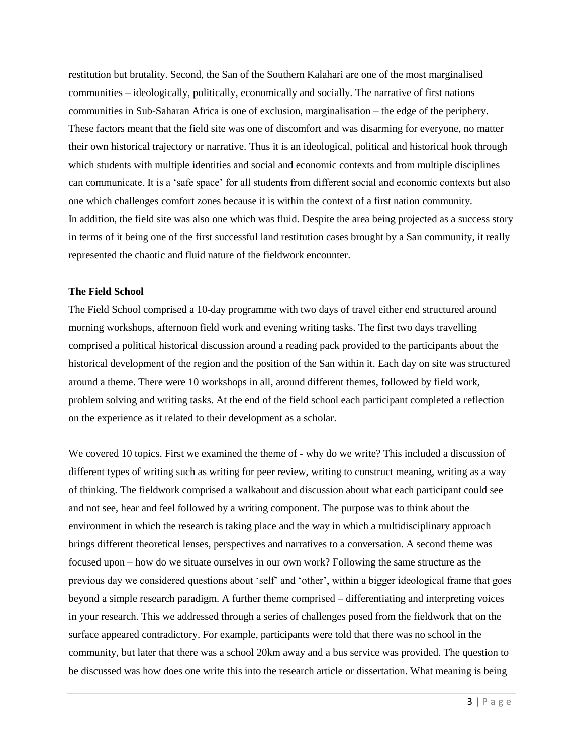restitution but brutality. Second, the San of the Southern Kalahari are one of the most marginalised communities – ideologically, politically, economically and socially. The narrative of first nations communities in Sub-Saharan Africa is one of exclusion, marginalisation – the edge of the periphery. These factors meant that the field site was one of discomfort and was disarming for everyone, no matter their own historical trajectory or narrative. Thus it is an ideological, political and historical hook through which students with multiple identities and social and economic contexts and from multiple disciplines can communicate. It is a 'safe space' for all students from different social and economic contexts but also one which challenges comfort zones because it is within the context of a first nation community.
In addition, the field site was also one which was fluid. Despite the area being projected as a success story in terms of it being one of the first successful land restitution cases brought by a San community, it really represented the chaotic and fluid nature of the fieldwork encounter.

**The Field School**

The Field School comprised a 10-day programme with two days of travel either end structured around morning workshops, afternoon field work and evening writing tasks. The first two days travelling comprised a political historical discussion around a reading pack provided to the participants about the historical development of the region and the position of the San within it. Each day on site was structured around a theme. There were 10 workshops in all, around different themes, followed by field work, problem solving and writing tasks. At the end of the field school each participant completed a reflection on the experience as it related to their development as a scholar.

We covered 10 topics. First we examined the theme of - why do we write? This included a discussion of different types of writing such as writing for peer review, writing to construct meaning, writing as a way of thinking. The fieldwork comprised a walkabout and discussion about what each participant could see and not see, hear and feel followed by a writing component. The purpose was to think about the environment in which the research is taking place and the way in which a multidisciplinary approach brings different theoretical lenses, perspectives and narratives to a conversation. A second theme was focused upon – how do we situate ourselves in our own work? Following the same structure as the previous day we considered questions about 'self' and 'other', within a bigger ideological frame that goes beyond a simple research paradigm. A further theme comprised – differentiating and interpreting voices in your research. This we addressed through a series of challenges posed from the fieldwork that on the surface appeared contradictory. For example, participants were told that there was no school in the community, but later that there was a school 20km away and a bus service was provided. The question to be discussed was how does one write this into the research article or dissertation. What meaning is being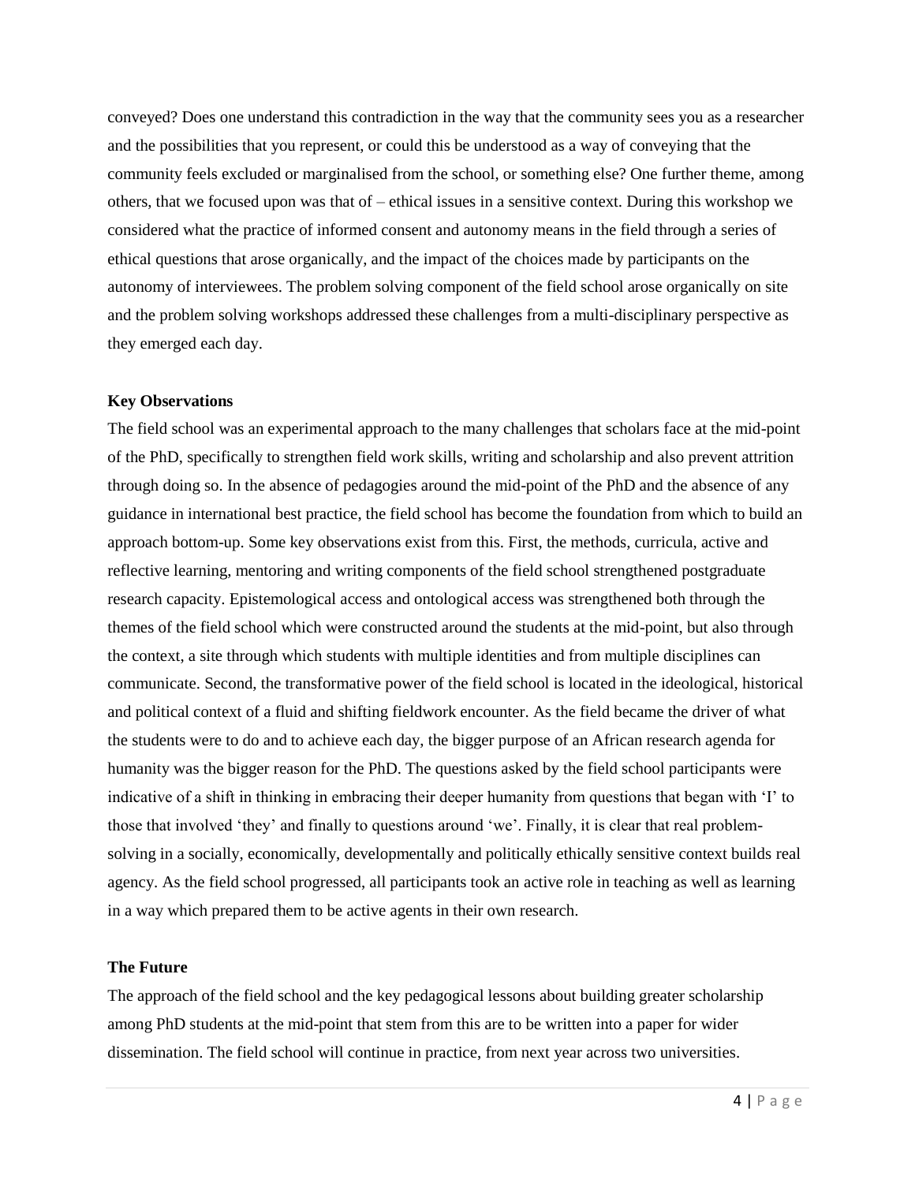conveyed? Does one understand this contradiction in the way that the community sees you as a researcher and the possibilities that you represent, or could this be understood as a way of conveying that the community feels excluded or marginalised from the school, or something else? One further theme, among others, that we focused upon was that of – ethical issues in a sensitive context. During this workshop we considered what the practice of informed consent and autonomy means in the field through a series of ethical questions that arose organically, and the impact of the choices made by participants on the autonomy of interviewees. The problem solving component of the field school arose organically on site and the problem solving workshops addressed these challenges from a multi-disciplinary perspective as they emerged each day.

**Key Observations**

The field school was an experimental approach to the many challenges that scholars face at the mid-point of the PhD, specifically to strengthen field work skills, writing and scholarship and also prevent attrition through doing so. In the absence of pedagogies around the mid-point of the PhD and the absence of any guidance in international best practice, the field school has become the foundation from which to build an approach bottom-up. Some key observations exist from this. First, the methods, curricula, active and reflective learning, mentoring and writing components of the field school strengthened postgraduate research capacity. Epistemological access and ontological access was strengthened both through the themes of the field school which were constructed around the students at the mid-point, but also through the context, a site through which students with multiple identities and from multiple disciplines can communicate. Second, the transformative power of the field school is located in the ideological, historical and political context of a fluid and shifting fieldwork encounter. As the field became the driver of what the students were to do and to achieve each day, the bigger purpose of an African research agenda for humanity was the bigger reason for the PhD. The questions asked by the field school participants were indicative of a shift in thinking in embracing their deeper humanity from questions that began with 'I' to those that involved 'they' and finally to questions around 'we'. Finally, it is clear that real problem-solving in a socially, economically, developmentally and politically ethically sensitive context builds real agency. As the field school progressed, all participants took an active role in teaching as well as learning in a way which prepared them to be active agents in their own research.

**The Future**

The approach of the field school and the key pedagogical lessons about building greater scholarship among PhD students at the mid-point that stem from this are to be written into a paper for wider dissemination. The field school will continue in practice, from next year across two universities.